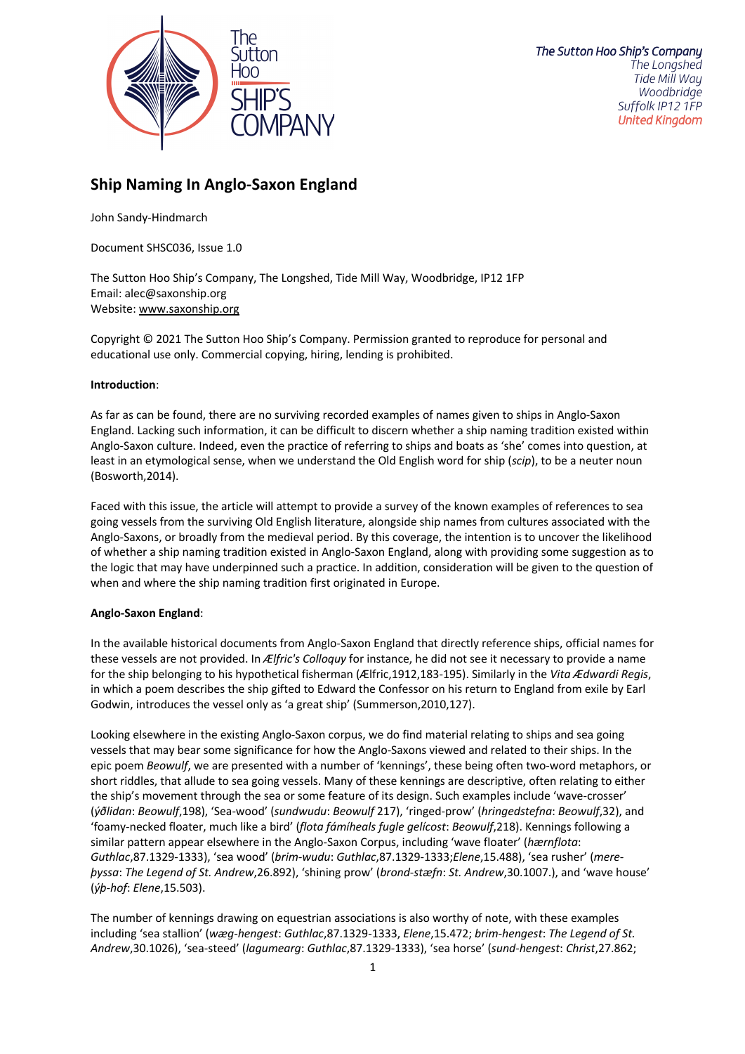The Sutton Hoo Ship's Company
The Longshed
Tide Mill Way
Woodbridge
Suffolk IP12 1FP
United Kingdom

# Ship Naming In Anglo-Saxon England

John Sandy-Hindmarch

Document SHSC036, Issue 1.0

The Sutton Hoo Ship's Company, The Longshed, Tide Mill Way, Woodbridge, IP12 1FP
Email: alec@saxonship.org
Website: www.saxonship.org

Copyright © 2021 The Sutton Hoo Ship's Company. Permission granted to reproduce for personal and educational use only. Commercial copying, hiring, lending is prohibited.

**Introduction**:

As far as can be found, there are no surviving recorded examples of names given to ships in Anglo-Saxon England. Lacking such information, it can be difficult to discern whether a ship naming tradition existed within Anglo-Saxon culture. Indeed, even the practice of referring to ships and boats as 'she' comes into question, at least in an etymological sense, when we understand the Old English word for ship (*scip*), to be a neuter noun (Bosworth,2014).

Faced with this issue, the article will attempt to provide a survey of the known examples of references to sea going vessels from the surviving Old English literature, alongside ship names from cultures associated with the Anglo-Saxons, or broadly from the medieval period. By this coverage, the intention is to uncover the likelihood of whether a ship naming tradition existed in Anglo-Saxon England, along with providing some suggestion as to the logic that may have underpinned such a practice. In addition, consideration will be given to the question of when and where the ship naming tradition first originated in Europe.

**Anglo-Saxon England**:

In the available historical documents from Anglo-Saxon England that directly reference ships, official names for these vessels are not provided. In *Ælfric's Colloquy* for instance, he did not see it necessary to provide a name for the ship belonging to his hypothetical fisherman (Ælfric,1912,183-195). Similarly in the *Vita Ædwardi Regis*, in which a poem describes the ship gifted to Edward the Confessor on his return to England from exile by Earl Godwin, introduces the vessel only as 'a great ship' (Summerson,2010,127).

Looking elsewhere in the existing Anglo-Saxon corpus, we do find material relating to ships and sea going vessels that may bear some significance for how the Anglo-Saxons viewed and related to their ships. In the epic poem *Beowulf*, we are presented with a number of 'kennings', these being often two-word metaphors, or short riddles, that allude to sea going vessels. Many of these kennings are descriptive, often relating to either the ship's movement through the sea or some feature of its design. Such examples include 'wave-crosser' (*ýðlidan*: *Beowulf*,198), 'Sea-wood' (*sundwudu*: *Beowulf* 217), 'ringed-prow' (*hringedstefna*: *Beowulf*,32), and 'foamy-necked floater, much like a bird' (*flota fámíheals fugle gelícost*: *Beowulf*,218). Kennings following a similar pattern appear elsewhere in the Anglo-Saxon Corpus, including 'wave floater' (*hærnflota*: *Guthlac*,87.1329-1333), 'sea wood' (*brim-wudu*: *Guthlac*,87.1329-1333;*Elene*,15.488), 'sea rusher' (*mere-þyssa*: *The Legend of St. Andrew*,26.892), 'shining prow' (*brond-stæfn*: *St. Andrew*,30.1007.), and 'wave house' (*ýþ-hof*: *Elene*,15.503).

The number of kennings drawing on equestrian associations is also worthy of note, with these examples including 'sea stallion' (*wæg-hengest*: *Guthlac*,87.1329-1333, *Elene*,15.472; *brim-hengest*: *The Legend of St. Andrew*,30.1026), 'sea-steed' (*lagumearg*: *Guthlac*,87.1329-1333), 'sea horse' (*sund-hengest*: *Christ*,27.862;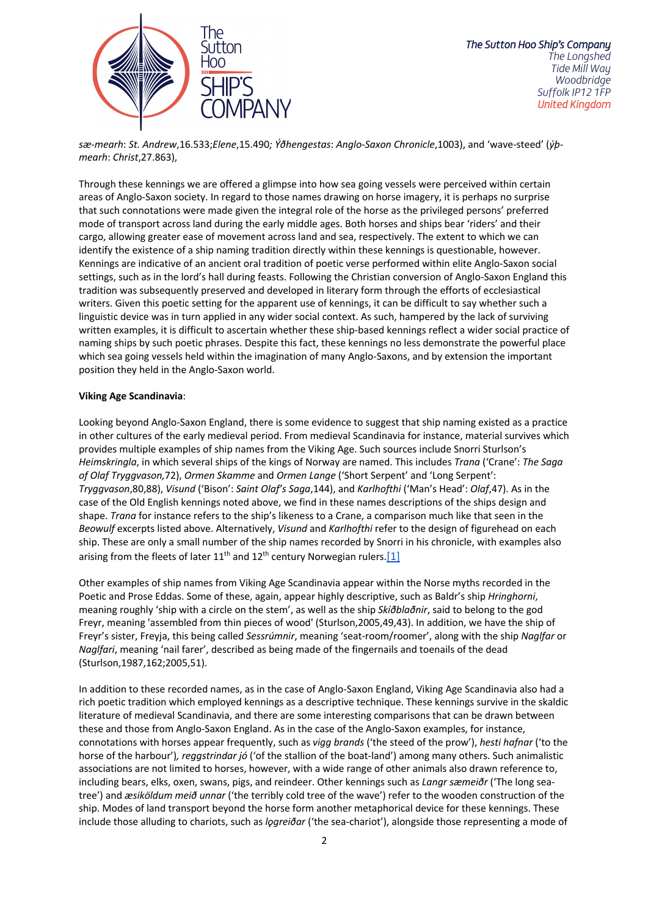*sæ-mearh*: *St. Andrew*,16.533;*Elene*,15.490*; Ýðhengestas*: *Anglo-Saxon Chronicle*,1003), and 'wave-steed' (*ýþ-mearh*: *Christ*,27.863),

Through these kennings we are offered a glimpse into how sea going vessels were perceived within certain areas of Anglo-Saxon society. In regard to those names drawing on horse imagery, it is perhaps no surprise that such connotations were made given the integral role of the horse as the privileged persons' preferred mode of transport across land during the early middle ages. Both horses and ships bear 'riders' and their cargo, allowing greater ease of movement across land and sea, respectively. The extent to which we can identify the existence of a ship naming tradition directly within these kennings is questionable, however. Kennings are indicative of an ancient oral tradition of poetic verse performed within elite Anglo-Saxon social settings, such as in the lord's hall during feasts. Following the Christian conversion of Anglo-Saxon England this tradition was subsequently preserved and developed in literary form through the efforts of ecclesiastical writers. Given this poetic setting for the apparent use of kennings, it can be difficult to say whether such a linguistic device was in turn applied in any wider social context. As such, hampered by the lack of surviving written examples, it is difficult to ascertain whether these ship-based kennings reflect a wider social practice of naming ships by such poetic phrases. Despite this fact, these kennings no less demonstrate the powerful place which sea going vessels held within the imagination of many Anglo-Saxons, and by extension the important position they held in the Anglo-Saxon world.

**Viking Age Scandinavia**:

Looking beyond Anglo-Saxon England, there is some evidence to suggest that ship naming existed as a practice in other cultures of the early medieval period. From medieval Scandinavia for instance, material survives which provides multiple examples of ship names from the Viking Age. Such sources include Snorri Sturlson's *Heimskringla*, in which several ships of the kings of Norway are named. This includes *Trana* ('Crane': *The Saga of Olaf Tryggvason*,72), *Ormen Skamme* and *Ormen Lange* ('Short Serpent' and 'Long Serpent': *Tryggvason*,80,88), *Visund* ('Bison': *Saint Olaf's Saga*,144), and *Karlhofthi* ('Man's Head': *Olaf*,47). As in the case of the Old English kennings noted above, we find in these names descriptions of the ships design and shape. *Trana* for instance refers to the ship's likeness to a Crane, a comparison much like that seen in the *Beowulf* excerpts listed above. Alternatively, *Visund* and *Karlhofthi* refer to the design of figurehead on each ship. These are only a small number of the ship names recorded by Snorri in his chronicle, with examples also arising from the fleets of later 11th and 12th century Norwegian rulers.[1]

Other examples of ship names from Viking Age Scandinavia appear within the Norse myths recorded in the Poetic and Prose Eddas. Some of these, again, appear highly descriptive, such as Baldr's ship *Hringhorni*, meaning roughly 'ship with a circle on the stem', as well as the ship *Skíðblaðnir*, said to belong to the god Freyr, meaning 'assembled from thin pieces of wood' (Sturlson,2005,49,43). In addition, we have the ship of Freyr's sister, Freyja, this being called *Sessrúmnir*, meaning 'seat-room/roomer', along with the ship *Naglfar* or *Naglfari*, meaning 'nail farer', described as being made of the fingernails and toenails of the dead (Sturlson,1987,162;2005,51).

In addition to these recorded names, as in the case of Anglo-Saxon England, Viking Age Scandinavia also had a rich poetic tradition which employed kennings as a descriptive technique. These kennings survive in the skaldic literature of medieval Scandinavia, and there are some interesting comparisons that can be drawn between these and those from Anglo-Saxon England. As in the case of the Anglo-Saxon examples, for instance, connotations with horses appear frequently, such as *vigg brands* ('the steed of the prow'), *hesti hafnar* ('to the horse of the harbour'), *reggstrindar jó* ('of the stallion of the boat-land') among many others. Such animalistic associations are not limited to horses, however, with a wide range of other animals also drawn reference to, including bears, elks, oxen, swans, pigs, and reindeer. Other kennings such as *Langr sæmeiðr* ('The long sea-tree') and *æsiköldum meið unnar* ('the terribly cold tree of the wave') refer to the wooden construction of the ship. Modes of land transport beyond the horse form another metaphorical device for these kennings. These include those alluding to chariots, such as *lǫgreiðar* ('the sea-chariot'), alongside those representing a mode of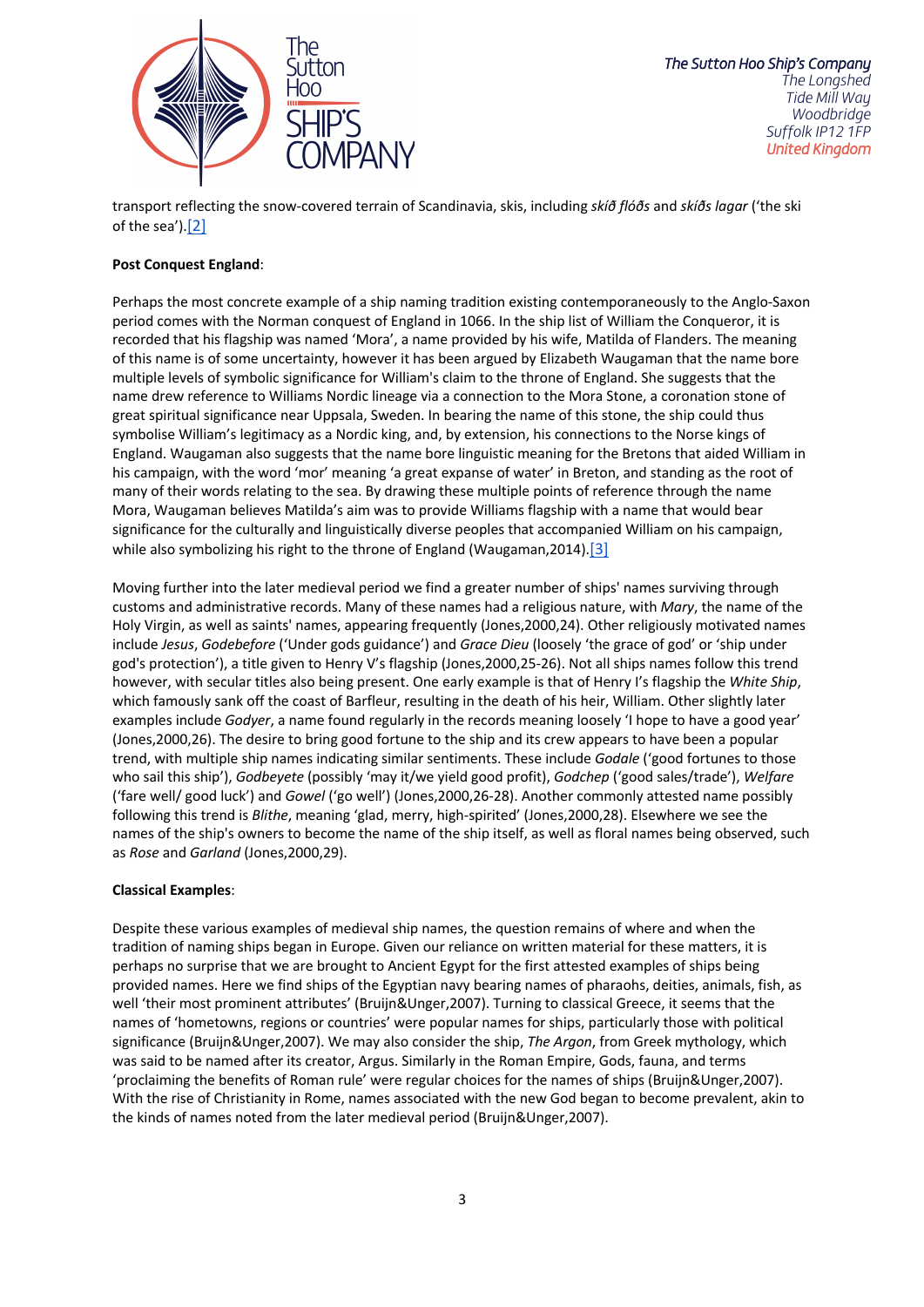transport reflecting the snow-covered terrain of Scandinavia, skis, including *skíð flóðs* and *skíðs lagar* ('the ski of the sea').[2]

**Post Conquest England**:

Perhaps the most concrete example of a ship naming tradition existing contemporaneously to the Anglo-Saxon period comes with the Norman conquest of England in 1066. In the ship list of William the Conqueror, it is recorded that his flagship was named 'Mora', a name provided by his wife, Matilda of Flanders. The meaning of this name is of some uncertainty, however it has been argued by Elizabeth Waugaman that the name bore multiple levels of symbolic significance for William's claim to the throne of England. She suggests that the name drew reference to Williams Nordic lineage via a connection to the Mora Stone, a coronation stone of great spiritual significance near Uppsala, Sweden. In bearing the name of this stone, the ship could thus symbolise William's legitimacy as a Nordic king, and, by extension, his connections to the Norse kings of England. Waugaman also suggests that the name bore linguistic meaning for the Bretons that aided William in his campaign, with the word 'mor' meaning 'a great expanse of water' in Breton, and standing as the root of many of their words relating to the sea. By drawing these multiple points of reference through the name Mora, Waugaman believes Matilda's aim was to provide Williams flagship with a name that would bear significance for the culturally and linguistically diverse peoples that accompanied William on his campaign, while also symbolizing his right to the throne of England (Waugaman,2014).[3]

Moving further into the later medieval period we find a greater number of ships' names surviving through customs and administrative records. Many of these names had a religious nature, with *Mary*, the name of the Holy Virgin, as well as saints' names, appearing frequently (Jones,2000,24). Other religiously motivated names include *Jesus*, *Godebefore* ('Under gods guidance') and *Grace Dieu* (loosely 'the grace of god' or 'ship under god's protection'), a title given to Henry V's flagship (Jones,2000,25-26). Not all ships names follow this trend however, with secular titles also being present. One early example is that of Henry I's flagship the *White Ship*, which famously sank off the coast of Barfleur, resulting in the death of his heir, William. Other slightly later examples include *Godyer*, a name found regularly in the records meaning loosely 'I hope to have a good year' (Jones,2000,26). The desire to bring good fortune to the ship and its crew appears to have been a popular trend, with multiple ship names indicating similar sentiments. These include *Godale* ('good fortunes to those who sail this ship'), *Godbeyete* (possibly 'may it/we yield good profit), *Godchep* ('good sales/trade'), *Welfare* ('fare well/ good luck') and *Gowel* ('go well') (Jones,2000,26-28). Another commonly attested name possibly following this trend is *Blithe*, meaning 'glad, merry, high-spirited' (Jones,2000,28). Elsewhere we see the names of the ship's owners to become the name of the ship itself, as well as floral names being observed, such as *Rose* and *Garland* (Jones,2000,29).

**Classical Examples**:

Despite these various examples of medieval ship names, the question remains of where and when the tradition of naming ships began in Europe. Given our reliance on written material for these matters, it is perhaps no surprise that we are brought to Ancient Egypt for the first attested examples of ships being provided names. Here we find ships of the Egyptian navy bearing names of pharaohs, deities, animals, fish, as well 'their most prominent attributes' (Bruijn&Unger,2007). Turning to classical Greece, it seems that the names of 'hometowns, regions or countries' were popular names for ships, particularly those with political significance (Bruijn&Unger,2007). We may also consider the ship, *The Argon*, from Greek mythology, which was said to be named after its creator, Argus. Similarly in the Roman Empire, Gods, fauna, and terms 'proclaiming the benefits of Roman rule' were regular choices for the names of ships (Bruijn&Unger,2007). With the rise of Christianity in Rome, names associated with the new God began to become prevalent, akin to the kinds of names noted from the later medieval period (Bruijn&Unger,2007).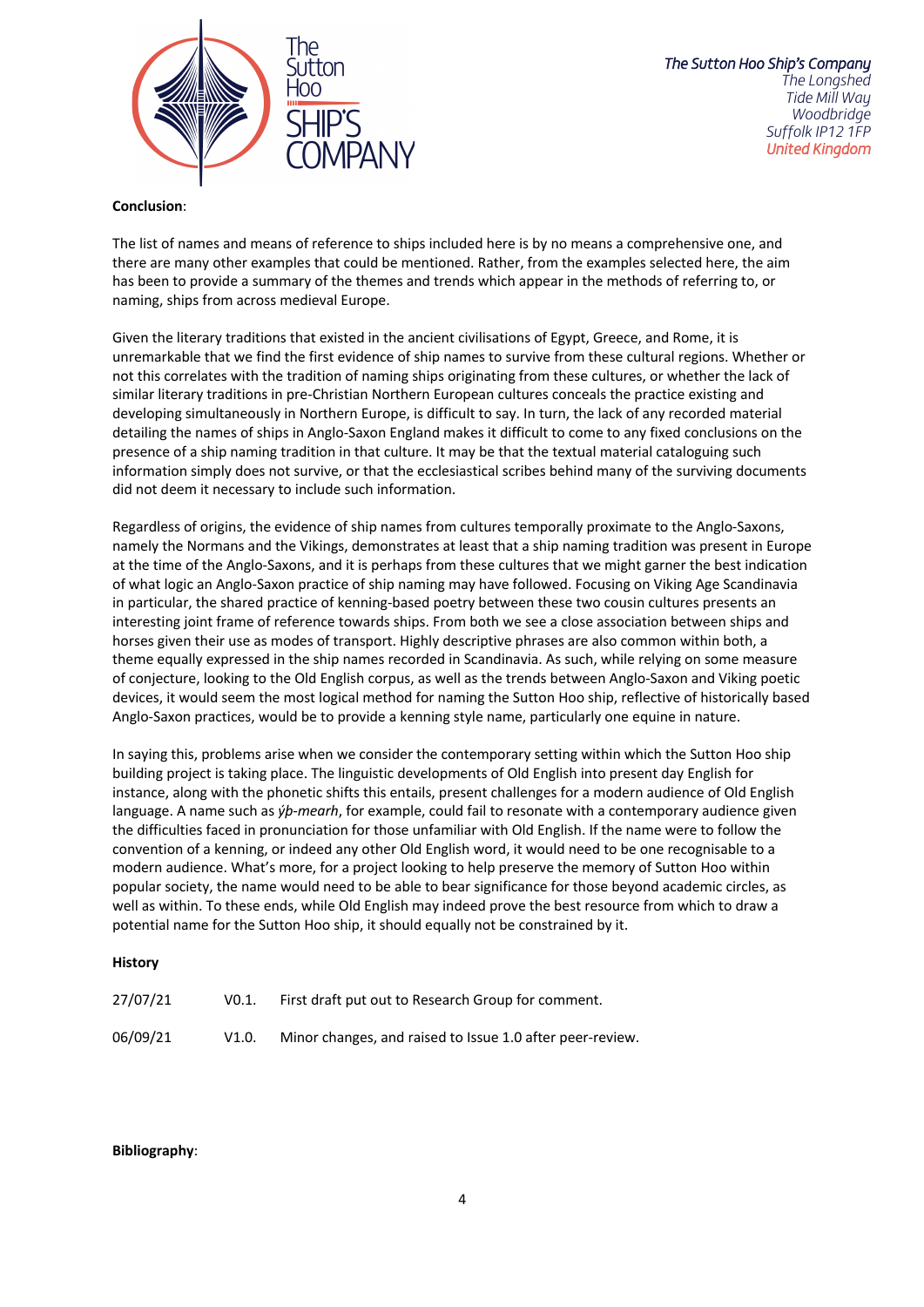**Conclusion**:

The list of names and means of reference to ships included here is by no means a comprehensive one, and there are many other examples that could be mentioned. Rather, from the examples selected here, the aim has been to provide a summary of the themes and trends which appear in the methods of referring to, or naming, ships from across medieval Europe.

Given the literary traditions that existed in the ancient civilisations of Egypt, Greece, and Rome, it is unremarkable that we find the first evidence of ship names to survive from these cultural regions. Whether or not this correlates with the tradition of naming ships originating from these cultures, or whether the lack of similar literary traditions in pre-Christian Northern European cultures conceals the practice existing and developing simultaneously in Northern Europe, is difficult to say. In turn, the lack of any recorded material detailing the names of ships in Anglo-Saxon England makes it difficult to come to any fixed conclusions on the presence of a ship naming tradition in that culture. It may be that the textual material cataloguing such information simply does not survive, or that the ecclesiastical scribes behind many of the surviving documents did not deem it necessary to include such information.

Regardless of origins, the evidence of ship names from cultures temporally proximate to the Anglo-Saxons, namely the Normans and the Vikings, demonstrates at least that a ship naming tradition was present in Europe at the time of the Anglo-Saxons, and it is perhaps from these cultures that we might garner the best indication of what logic an Anglo-Saxon practice of ship naming may have followed. Focusing on Viking Age Scandinavia in particular, the shared practice of kenning-based poetry between these two cousin cultures presents an interesting joint frame of reference towards ships. From both we see a close association between ships and horses given their use as modes of transport. Highly descriptive phrases are also common within both, a theme equally expressed in the ship names recorded in Scandinavia. As such, while relying on some measure of conjecture, looking to the Old English corpus, as well as the trends between Anglo-Saxon and Viking poetic devices, it would seem the most logical method for naming the Sutton Hoo ship, reflective of historically based Anglo-Saxon practices, would be to provide a kenning style name, particularly one equine in nature.

In saying this, problems arise when we consider the contemporary setting within which the Sutton Hoo ship building project is taking place. The linguistic developments of Old English into present day English for instance, along with the phonetic shifts this entails, present challenges for a modern audience of Old English language. A name such as *ýþ-mearh*, for example, could fail to resonate with a contemporary audience given the difficulties faced in pronunciation for those unfamiliar with Old English. If the name were to follow the convention of a kenning, or indeed any other Old English word, it would need to be one recognisable to a modern audience. What's more, for a project looking to help preserve the memory of Sutton Hoo within popular society, the name would need to be able to bear significance for those beyond academic circles, as well as within. To these ends, while Old English may indeed prove the best resource from which to draw a potential name for the Sutton Hoo ship, it should equally not be constrained by it.

**History**

| | | |
|---|---|---|
| 27/07/21 | V0.1. | First draft put out to Research Group for comment. |
| 06/09/21 | V1.0. | Minor changes, and raised to Issue 1.0 after peer-review. |

**Bibliography**: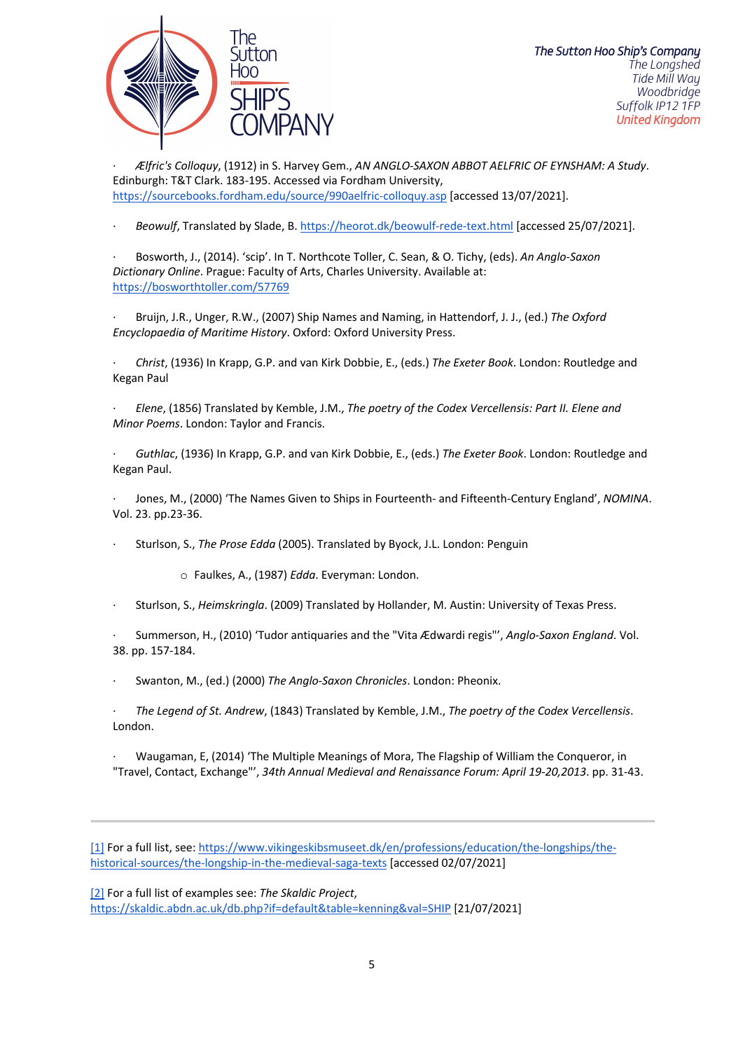- *Ælfric's Colloquy*, (1912) in S. Harvey Gem., *AN ANGLO-SAXON ABBOT AELFRIC OF EYNSHAM: A Study*. Edinburgh: T&T Clark. 183-195. Accessed via Fordham University, https://sourcebooks.fordham.edu/source/990aelfric-colloquy.asp [accessed 13/07/2021].

- *Beowulf*, Translated by Slade, B. https://heorot.dk/beowulf-rede-text.html [accessed 25/07/2021].

- Bosworth, J., (2014). 'scip'. In T. Northcote Toller, C. Sean, & O. Tichy, (eds). *An Anglo-Saxon Dictionary Online*. Prague: Faculty of Arts, Charles University. Available at: https://bosworthtoller.com/57769

- Bruijn, J.R., Unger, R.W., (2007) Ship Names and Naming, in Hattendorf, J. J., (ed.) *The Oxford Encyclopaedia of Maritime History*. Oxford: Oxford University Press.

- *Christ*, (1936) In Krapp, G.P. and van Kirk Dobbie, E., (eds.) *The Exeter Book*. London: Routledge and Kegan Paul

- *Elene*, (1856) Translated by Kemble, J.M., *The poetry of the Codex Vercellensis: Part II. Elene and Minor Poems*. London: Taylor and Francis.

- *Guthlac*, (1936) In Krapp, G.P. and van Kirk Dobbie, E., (eds.) *The Exeter Book*. London: Routledge and Kegan Paul.

- Jones, M., (2000) 'The Names Given to Ships in Fourteenth- and Fifteenth-Century England', *NOMINA*. Vol. 23. pp.23-36.

- Sturlson, S., *The Prose Edda* (2005). Translated by Byock, J.L. London: Penguin
  - Faulkes, A., (1987) *Edda*. Everyman: London.

- Sturlson, S., *Heimskringla*. (2009) Translated by Hollander, M. Austin: University of Texas Press.

- Summerson, H., (2010) 'Tudor antiquaries and the "Vita Ædwardi regis"', *Anglo-Saxon England*. Vol. 38. pp. 157-184.

- Swanton, M., (ed.) (2000) *The Anglo-Saxon Chronicles*. London: Pheonix.

- *The Legend of St. Andrew*, (1843) Translated by Kemble, J.M., *The poetry of the Codex Vercellensis*. London.

- Waugaman, E, (2014) 'The Multiple Meanings of Mora, The Flagship of William the Conqueror, in "Travel, Contact, Exchange"', *34th Annual Medieval and Renaissance Forum: April 19-20,2013*. pp. 31-43.

---

[1] For a full list, see: https://www.vikingeskibsmuseet.dk/en/professions/education/the-longships/the-historical-sources/the-longship-in-the-medieval-saga-texts [accessed 02/07/2021]

[2] For a full list of examples see: *The Skaldic Project*, https://skaldic.abdn.ac.uk/db.php?if=default&table=kenning&val=SHIP [21/07/2021]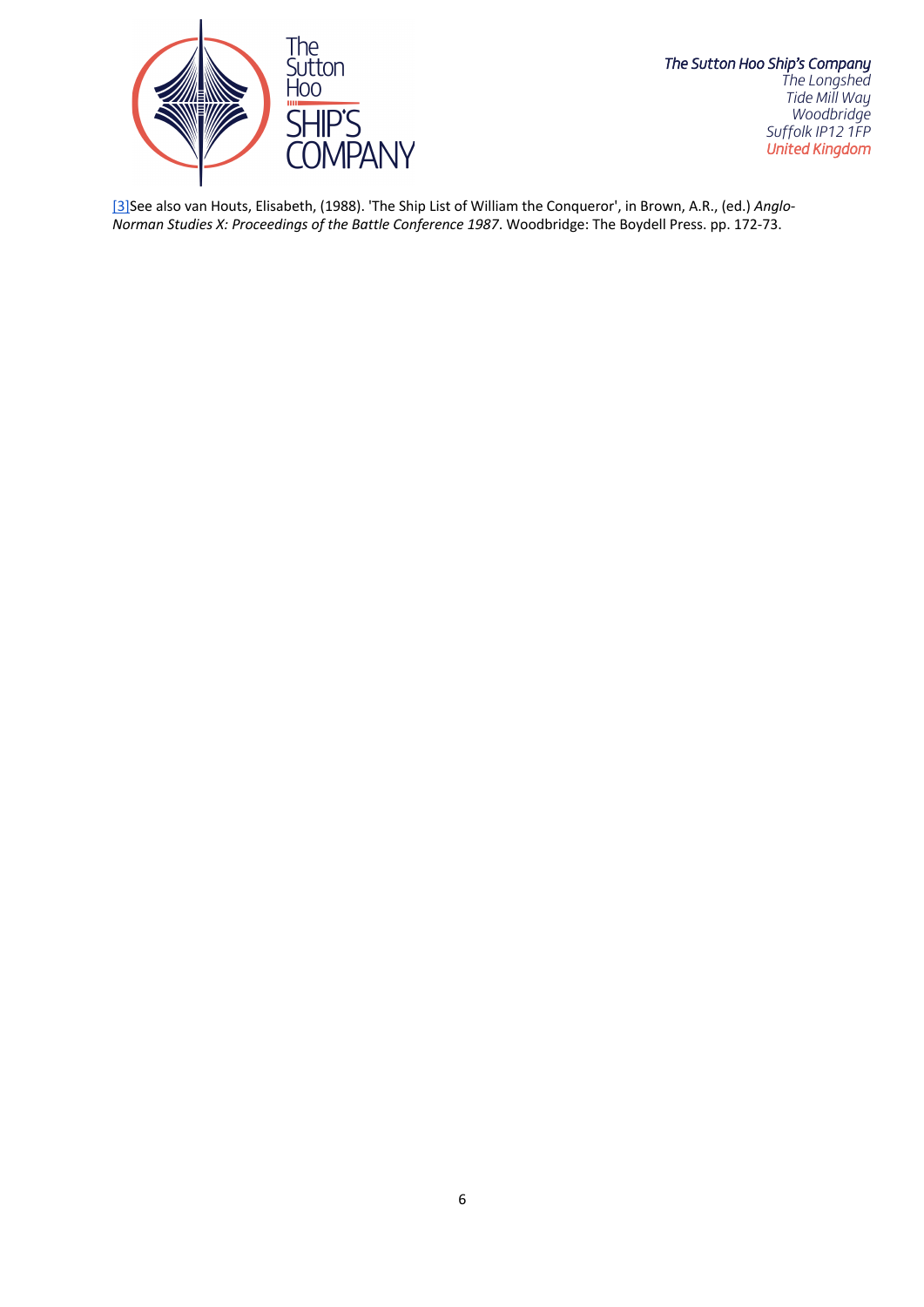[3]See also van Houts, Elisabeth, (1988). 'The Ship List of William the Conqueror', in Brown, A.R., (ed.) *Anglo-Norman Studies X: Proceedings of the Battle Conference 1987*. Woodbridge: The Boydell Press. pp. 172-73.